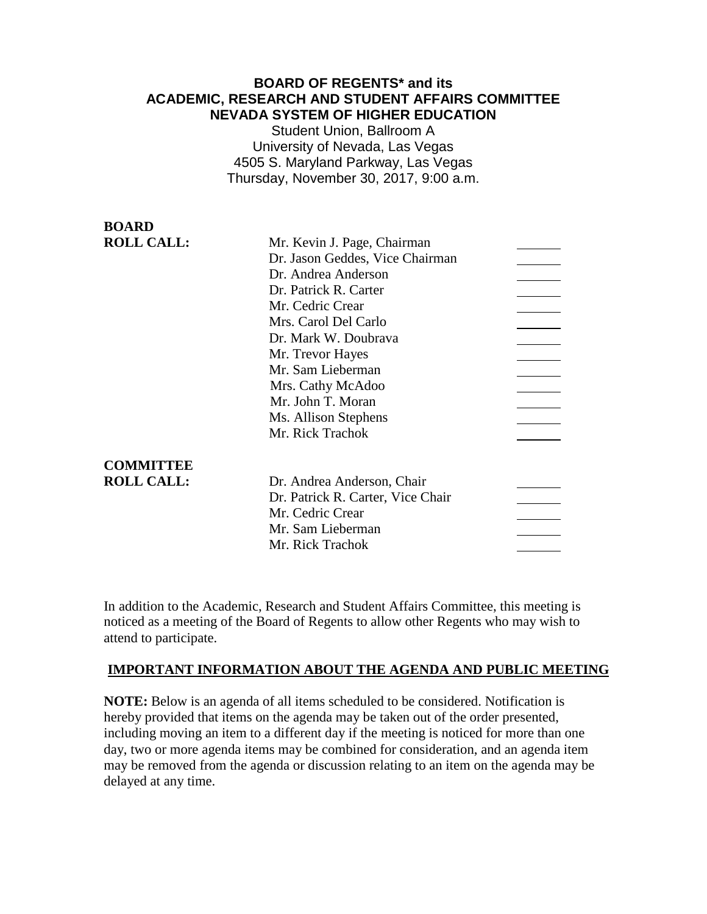# BOARD OF REGENTS* and its ACADEMIC, RESEARCH AND STUDENT AFFAIRS COMMITTEE NEVADA SYSTEM OF HIGHER EDUCATION

Student Union, Ballroom A
University of Nevada, Las Vegas
4505 S. Maryland Parkway, Las Vegas
Thursday, November 30, 2017, 9:00 a.m.

**BOARD ROLL CALL:**

| | |
|---|---|
| Mr. Kevin J. Page, Chairman | ______ |
| Dr. Jason Geddes, Vice Chairman | ______ |
| Dr. Andrea Anderson | ______ |
| Dr. Patrick R. Carter | ______ |
| Mr. Cedric Crear | ______ |
| Mrs. Carol Del Carlo | ______ |
| Dr. Mark W. Doubrava | ______ |
| Mr. Trevor Hayes | ______ |
| Mr. Sam Lieberman | ______ |
| Mrs. Cathy McAdoo | ______ |
| Mr. John T. Moran | ______ |
| Ms. Allison Stephens | ______ |
| Mr. Rick Trachok | ______ |

**COMMITTEE ROLL CALL:**

| | |
|---|---|
| Dr. Andrea Anderson, Chair | ______ |
| Dr. Patrick R. Carter, Vice Chair | ______ |
| Mr. Cedric Crear | ______ |
| Mr. Sam Lieberman | ______ |
| Mr. Rick Trachok | ______ |

In addition to the Academic, Research and Student Affairs Committee, this meeting is noticed as a meeting of the Board of Regents to allow other Regents who may wish to attend to participate.

## IMPORTANT INFORMATION ABOUT THE AGENDA AND PUBLIC MEETING

**NOTE:** Below is an agenda of all items scheduled to be considered. Notification is hereby provided that items on the agenda may be taken out of the order presented, including moving an item to a different day if the meeting is noticed for more than one day, two or more agenda items may be combined for consideration, and an agenda item may be removed from the agenda or discussion relating to an item on the agenda may be delayed at any time.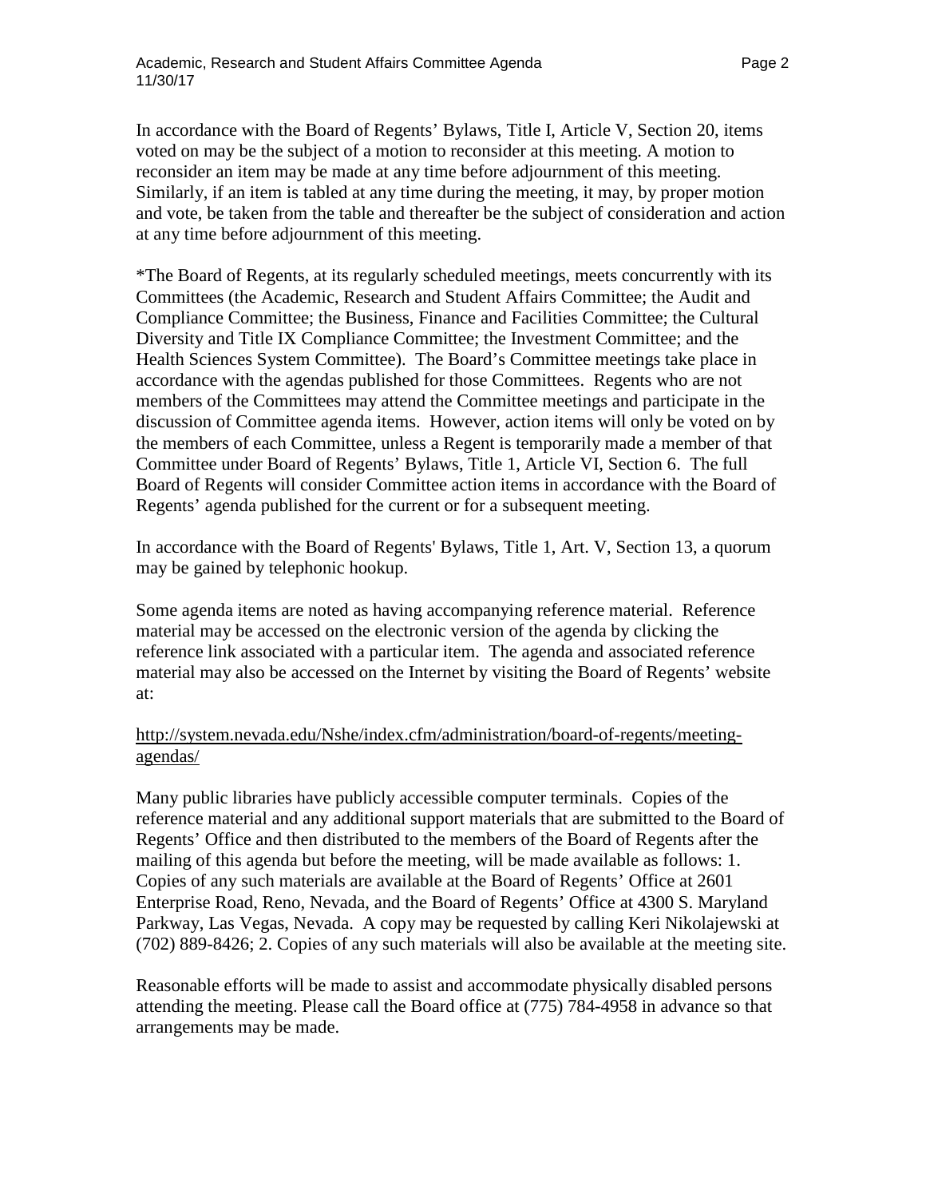In accordance with the Board of Regents' Bylaws, Title I, Article V, Section 20, items voted on may be the subject of a motion to reconsider at this meeting. A motion to reconsider an item may be made at any time before adjournment of this meeting. Similarly, if an item is tabled at any time during the meeting, it may, by proper motion and vote, be taken from the table and thereafter be the subject of consideration and action at any time before adjournment of this meeting.

*The Board of Regents, at its regularly scheduled meetings, meets concurrently with its Committees (the Academic, Research and Student Affairs Committee; the Audit and Compliance Committee; the Business, Finance and Facilities Committee; the Cultural Diversity and Title IX Compliance Committee; the Investment Committee; and the Health Sciences System Committee). The Board's Committee meetings take place in accordance with the agendas published for those Committees. Regents who are not members of the Committees may attend the Committee meetings and participate in the discussion of Committee agenda items. However, action items will only be voted on by the members of each Committee, unless a Regent is temporarily made a member of that Committee under Board of Regents' Bylaws, Title 1, Article VI, Section 6. The full Board of Regents will consider Committee action items in accordance with the Board of Regents' agenda published for the current or for a subsequent meeting.

In accordance with the Board of Regents' Bylaws, Title 1, Art. V, Section 13, a quorum may be gained by telephonic hookup.

Some agenda items are noted as having accompanying reference material. Reference material may be accessed on the electronic version of the agenda by clicking the reference link associated with a particular item. The agenda and associated reference material may also be accessed on the Internet by visiting the Board of Regents' website at:

http://system.nevada.edu/Nshe/index.cfm/administration/board-of-regents/meeting-agendas/

Many public libraries have publicly accessible computer terminals. Copies of the reference material and any additional support materials that are submitted to the Board of Regents' Office and then distributed to the members of the Board of Regents after the mailing of this agenda but before the meeting, will be made available as follows: 1. Copies of any such materials are available at the Board of Regents' Office at 2601 Enterprise Road, Reno, Nevada, and the Board of Regents' Office at 4300 S. Maryland Parkway, Las Vegas, Nevada. A copy may be requested by calling Keri Nikolajewski at (702) 889-8426; 2. Copies of any such materials will also be available at the meeting site.

Reasonable efforts will be made to assist and accommodate physically disabled persons attending the meeting. Please call the Board office at (775) 784-4958 in advance so that arrangements may be made.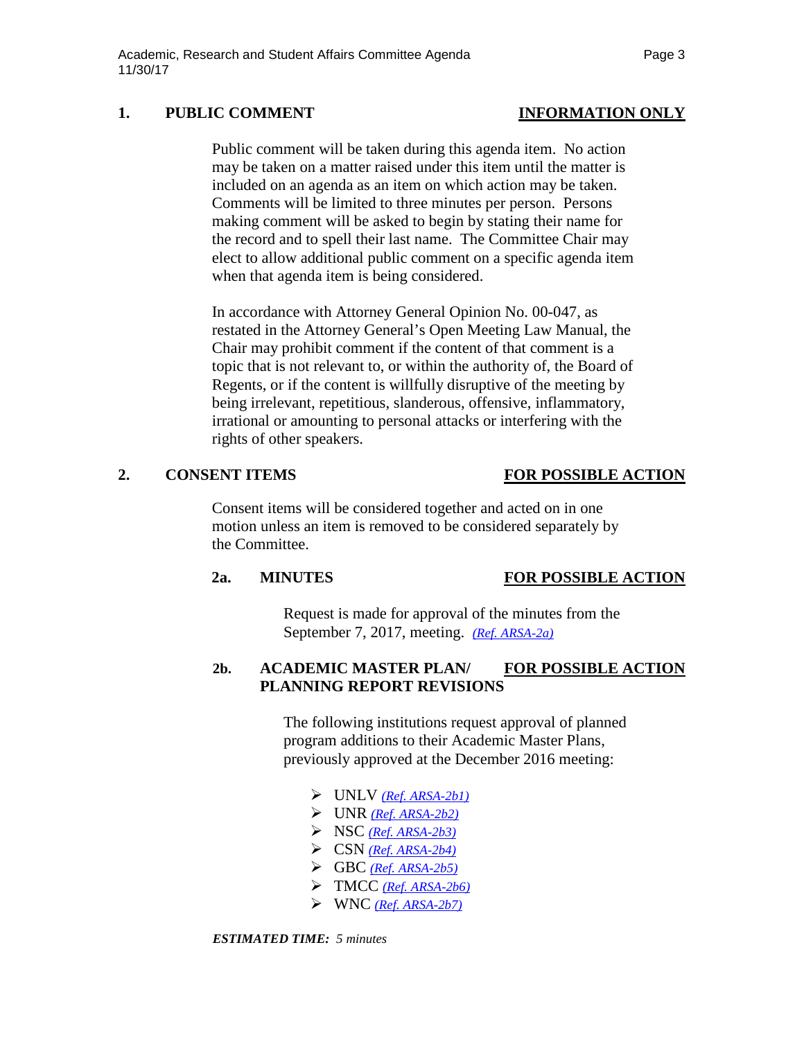## 1. PUBLIC COMMENT — INFORMATION ONLY

Public comment will be taken during this agenda item. No action may be taken on a matter raised under this item until the matter is included on an agenda as an item on which action may be taken. Comments will be limited to three minutes per person. Persons making comment will be asked to begin by stating their name for the record and to spell their last name. The Committee Chair may elect to allow additional public comment on a specific agenda item when that agenda item is being considered.

In accordance with Attorney General Opinion No. 00-047, as restated in the Attorney General's Open Meeting Law Manual, the Chair may prohibit comment if the content of that comment is a topic that is not relevant to, or within the authority of, the Board of Regents, or if the content is willfully disruptive of the meeting by being irrelevant, repetitious, slanderous, offensive, inflammatory, irrational or amounting to personal attacks or interfering with the rights of other speakers.

## 2. CONSENT ITEMS — FOR POSSIBLE ACTION

Consent items will be considered together and acted on in one motion unless an item is removed to be considered separately by the Committee.

### 2a. MINUTES — FOR POSSIBLE ACTION

Request is made for approval of the minutes from the September 7, 2017, meeting. *(Ref. ARSA-2a)*

### 2b. ACADEMIC MASTER PLAN/ PLANNING REPORT REVISIONS — FOR POSSIBLE ACTION

The following institutions request approval of planned program additions to their Academic Master Plans, previously approved at the December 2016 meeting:

- UNLV *(Ref. ARSA-2b1)*
- UNR *(Ref. ARSA-2b2)*
- NSC *(Ref. ARSA-2b3)*
- CSN *(Ref. ARSA-2b4)*
- GBC *(Ref. ARSA-2b5)*
- TMCC *(Ref. ARSA-2b6)*
- WNC *(Ref. ARSA-2b7)*

***ESTIMATED TIME:*** *5 minutes*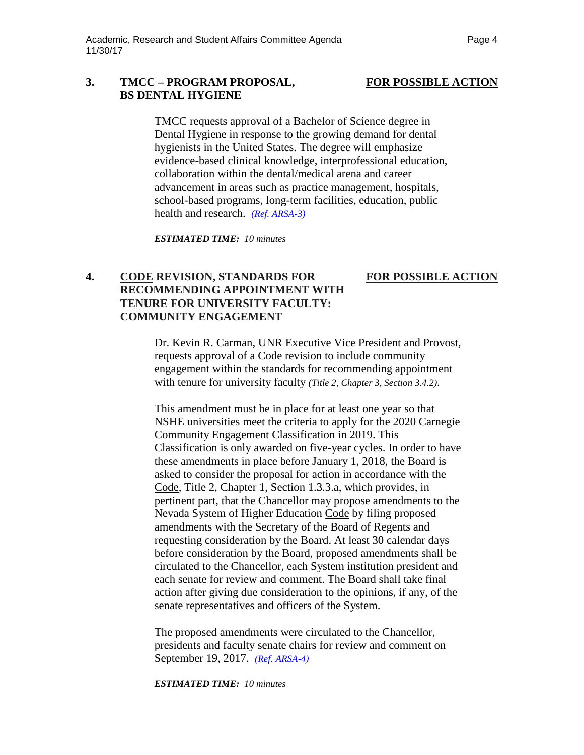**3. TMCC – PROGRAM PROPOSAL, BS DENTAL HYGIENE** **FOR POSSIBLE ACTION**

TMCC requests approval of a Bachelor of Science degree in Dental Hygiene in response to the growing demand for dental hygienists in the United States. The degree will emphasize evidence-based clinical knowledge, interprofessional education, collaboration within the dental/medical arena and career advancement in areas such as practice management, hospitals, school-based programs, long-term facilities, education, public health and research. *(Ref. ARSA-3)*

***ESTIMATED TIME:*** *10 minutes*

**4. CODE REVISION, STANDARDS FOR RECOMMENDING APPOINTMENT WITH TENURE FOR UNIVERSITY FACULTY: COMMUNITY ENGAGEMENT** **FOR POSSIBLE ACTION**

Dr. Kevin R. Carman, UNR Executive Vice President and Provost, requests approval of a Code revision to include community engagement within the standards for recommending appointment with tenure for university faculty *(Title 2, Chapter 3, Section 3.4.2)*.

This amendment must be in place for at least one year so that NSHE universities meet the criteria to apply for the 2020 Carnegie Community Engagement Classification in 2019. This Classification is only awarded on five-year cycles. In order to have these amendments in place before January 1, 2018, the Board is asked to consider the proposal for action in accordance with the Code, Title 2, Chapter 1, Section 1.3.3.a, which provides, in pertinent part, that the Chancellor may propose amendments to the Nevada System of Higher Education Code by filing proposed amendments with the Secretary of the Board of Regents and requesting consideration by the Board. At least 30 calendar days before consideration by the Board, proposed amendments shall be circulated to the Chancellor, each System institution president and each senate for review and comment. The Board shall take final action after giving due consideration to the opinions, if any, of the senate representatives and officers of the System.

The proposed amendments were circulated to the Chancellor, presidents and faculty senate chairs for review and comment on September 19, 2017. *(Ref. ARSA-4)*

***ESTIMATED TIME:*** *10 minutes*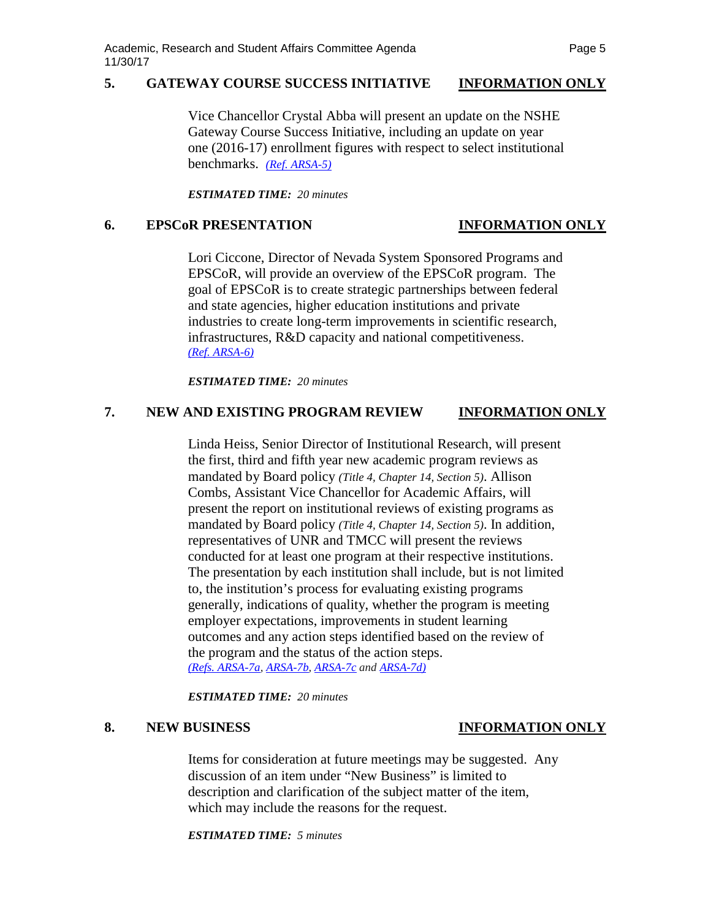## 5. GATEWAY COURSE SUCCESS INITIATIVE — INFORMATION ONLY

Vice Chancellor Crystal Abba will present an update on the NSHE Gateway Course Success Initiative, including an update on year one (2016-17) enrollment figures with respect to select institutional benchmarks. *(Ref. ARSA-5)*

***ESTIMATED TIME:*** *20 minutes*

## 6. EPSCoR PRESENTATION — INFORMATION ONLY

Lori Ciccone, Director of Nevada System Sponsored Programs and EPSCoR, will provide an overview of the EPSCoR program. The goal of EPSCoR is to create strategic partnerships between federal and state agencies, higher education institutions and private industries to create long-term improvements in scientific research, infrastructures, R&D capacity and national competitiveness. *(Ref. ARSA-6)*

***ESTIMATED TIME:*** *20 minutes*

## 7. NEW AND EXISTING PROGRAM REVIEW — INFORMATION ONLY

Linda Heiss, Senior Director of Institutional Research, will present the first, third and fifth year new academic program reviews as mandated by Board policy *(Title 4, Chapter 14, Section 5)*. Allison Combs, Assistant Vice Chancellor for Academic Affairs, will present the report on institutional reviews of existing programs as mandated by Board policy *(Title 4, Chapter 14, Section 5)*. In addition, representatives of UNR and TMCC will present the reviews conducted for at least one program at their respective institutions. The presentation by each institution shall include, but is not limited to, the institution's process for evaluating existing programs generally, indications of quality, whether the program is meeting employer expectations, improvements in student learning outcomes and any action steps identified based on the review of the program and the status of the action steps. *(Refs. ARSA-7a, ARSA-7b, ARSA-7c and ARSA-7d)*

***ESTIMATED TIME:*** *20 minutes*

## 8. NEW BUSINESS — INFORMATION ONLY

Items for consideration at future meetings may be suggested. Any discussion of an item under "New Business" is limited to description and clarification of the subject matter of the item, which may include the reasons for the request.

***ESTIMATED TIME:*** *5 minutes*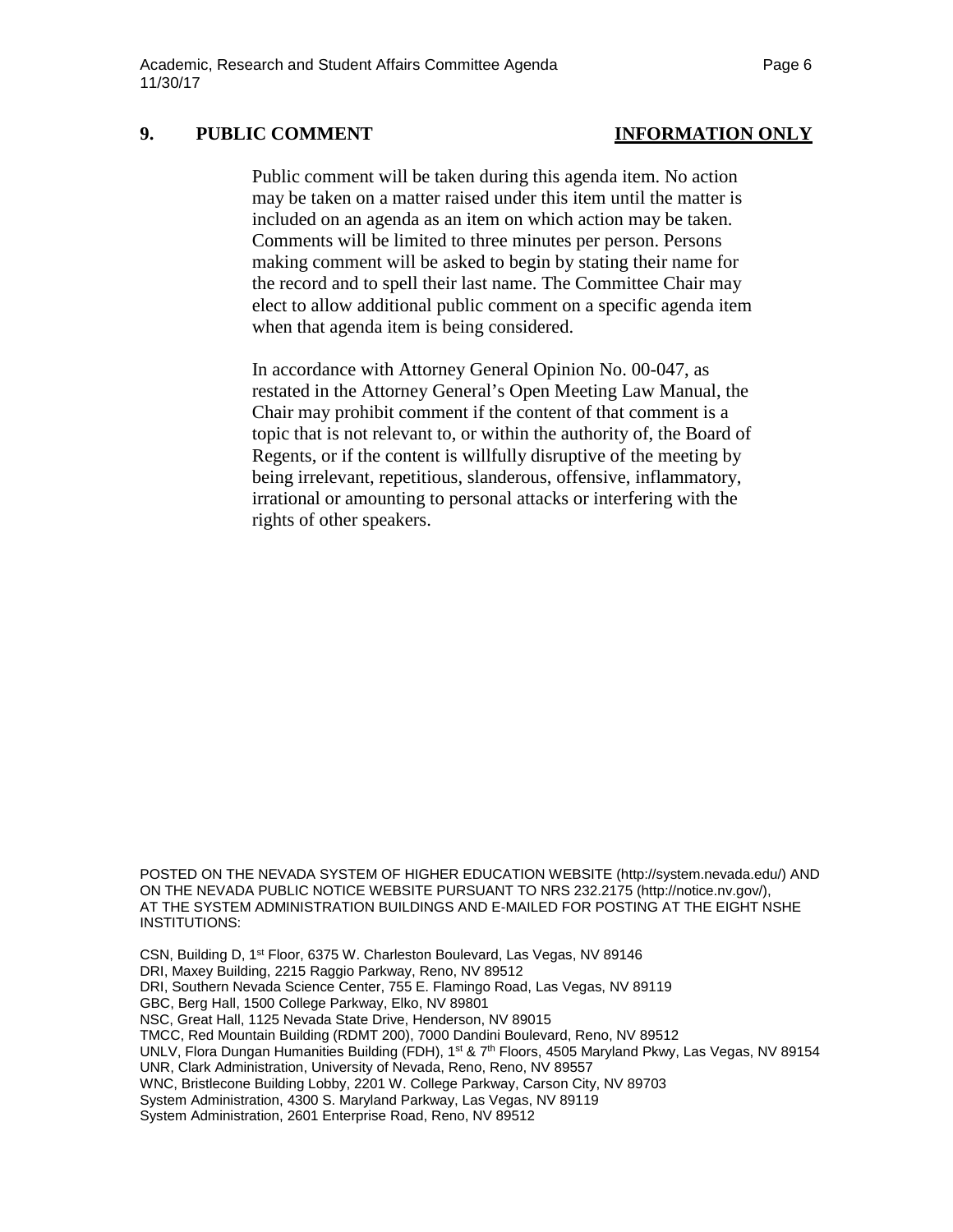**9. PUBLIC COMMENT** **INFORMATION ONLY**

Public comment will be taken during this agenda item. No action may be taken on a matter raised under this item until the matter is included on an agenda as an item on which action may be taken. Comments will be limited to three minutes per person. Persons making comment will be asked to begin by stating their name for the record and to spell their last name. The Committee Chair may elect to allow additional public comment on a specific agenda item when that agenda item is being considered.

In accordance with Attorney General Opinion No. 00-047, as restated in the Attorney General's Open Meeting Law Manual, the Chair may prohibit comment if the content of that comment is a topic that is not relevant to, or within the authority of, the Board of Regents, or if the content is willfully disruptive of the meeting by being irrelevant, repetitious, slanderous, offensive, inflammatory, irrational or amounting to personal attacks or interfering with the rights of other speakers.

POSTED ON THE NEVADA SYSTEM OF HIGHER EDUCATION WEBSITE (http://system.nevada.edu/) AND ON THE NEVADA PUBLIC NOTICE WEBSITE PURSUANT TO NRS 232.2175 (http://notice.nv.gov/), AT THE SYSTEM ADMINISTRATION BUILDINGS AND E-MAILED FOR POSTING AT THE EIGHT NSHE INSTITUTIONS:

CSN, Building D, 1st Floor, 6375 W. Charleston Boulevard, Las Vegas, NV 89146
DRI, Maxey Building, 2215 Raggio Parkway, Reno, NV 89512
DRI, Southern Nevada Science Center, 755 E. Flamingo Road, Las Vegas, NV 89119
GBC, Berg Hall, 1500 College Parkway, Elko, NV 89801
NSC, Great Hall, 1125 Nevada State Drive, Henderson, NV 89015
TMCC, Red Mountain Building (RDMT 200), 7000 Dandini Boulevard, Reno, NV 89512
UNLV, Flora Dungan Humanities Building (FDH), 1st & 7th Floors, 4505 Maryland Pkwy, Las Vegas, NV 89154
UNR, Clark Administration, University of Nevada, Reno, Reno, NV 89557
WNC, Bristlecone Building Lobby, 2201 W. College Parkway, Carson City, NV 89703
System Administration, 4300 S. Maryland Parkway, Las Vegas, NV 89119
System Administration, 2601 Enterprise Road, Reno, NV 89512